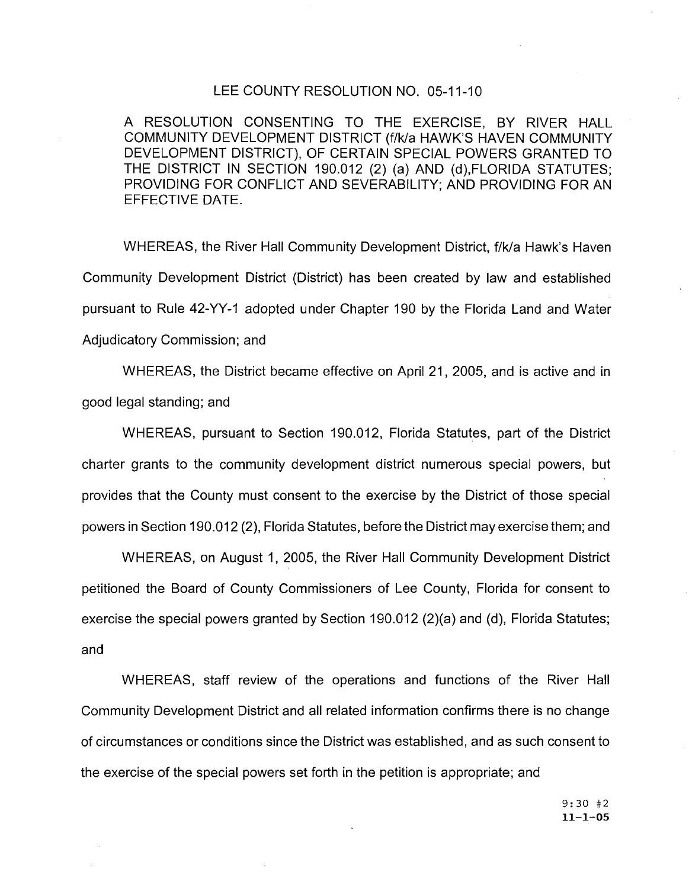# LEE COUNTY RESOLUTION NO. 05-11-10

A RESOLUTION CONSENTING TO THE EXERCISE, BY RIVER HALL COMMUNITY DEVELOPMENT DISTRICT (f/k/a HAWK'S HAVEN COMMUNITY DEVELOPMENT DISTRICT), OF CERTAIN SPECIAL POWERS GRANTED TO THE DISTRICT IN SECTION 190.012 (2) (a) AND (d),FLORIDA STATUTES; PROVIDING FOR CONFLICT AND SEVERABILITY; AND PROVIDING FOR AN EFFECTIVE DATE.

WHEREAS, the River Hall Community Development District, f/k/a Hawk's Haven Community Development District (District) has been created by law and established pursuant to Rule 42-YY-1 adopted under Chapter 190 by the Florida Land and Water Adjudicatory Commission; and

WHEREAS, the District became effective on April 21, 2005, and is active and in good legal standing; and

WHEREAS, pursuant to Section 190.012, Florida Statutes, part of the District charter grants to the community development district numerous special powers, but provides that the County must consent to the exercise by the District of those special powers in Section 190.012 (2), Florida Statutes, before the District may exercise them; and

WHEREAS, on August 1, 2005, the River Hall Community Development District petitioned the Board of County Commissioners of Lee County, Florida for consent to exercise the special powers granted by Section 190.012 (2)(a) and (d), Florida Statutes; and

WHEREAS, staff review of the operations and functions of the River Hall Community Development District and all related information confirms there is no change of circumstances or conditions since the District was established, and as such consent to the exercise of the special powers set forth in the petition is appropriate; and

9:30 #2
11-1-05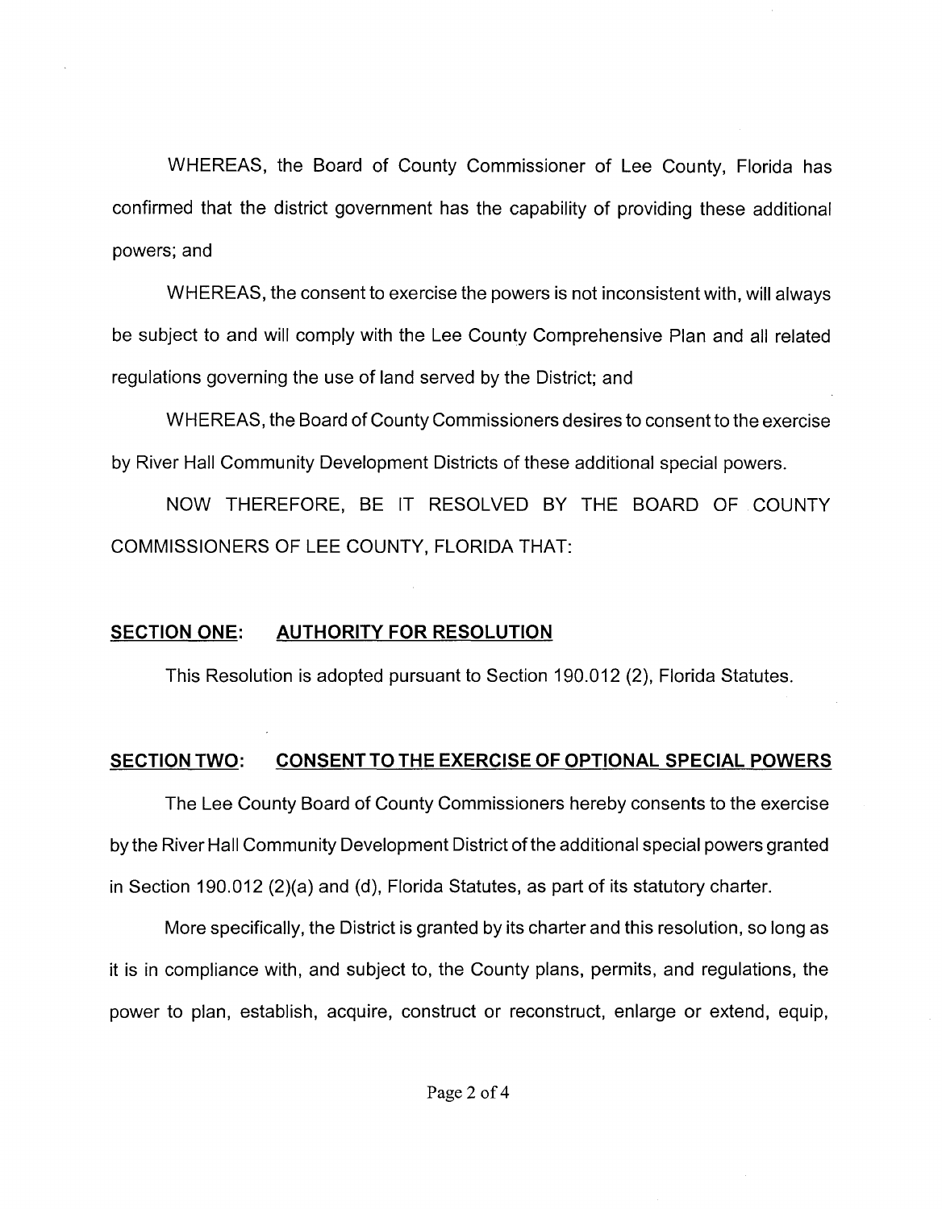WHEREAS, the Board of County Commissioner of Lee County, Florida has confirmed that the district government has the capability of providing these additional powers; and

WHEREAS, the consent to exercise the powers is not inconsistent with, will always be subject to and will comply with the Lee County Comprehensive Plan and all related regulations governing the use of land served by the District; and

WHEREAS, the Board of County Commissioners desires to consent to the exercise by River Hall Community Development Districts of these additional special powers.

NOW THEREFORE, BE IT RESOLVED BY THE BOARD OF COUNTY COMMISSIONERS OF LEE COUNTY, FLORIDA THAT:

## <u>SECTION ONE</u>: <u>AUTHORITY FOR RESOLUTION</u>

This Resolution is adopted pursuant to Section 190.012 (2), Florida Statutes.

## <u>SECTION TWO</u>: <u>CONSENT TO THE EXERCISE OF OPTIONAL SPECIAL POWERS</u>

The Lee County Board of County Commissioners hereby consents to the exercise by the River Hall Community Development District of the additional special powers granted in Section 190.012 (2)(a) and (d), Florida Statutes, as part of its statutory charter.

More specifically, the District is granted by its charter and this resolution, so long as it is in compliance with, and subject to, the County plans, permits, and regulations, the power to plan, establish, acquire, construct or reconstruct, enlarge or extend, equip,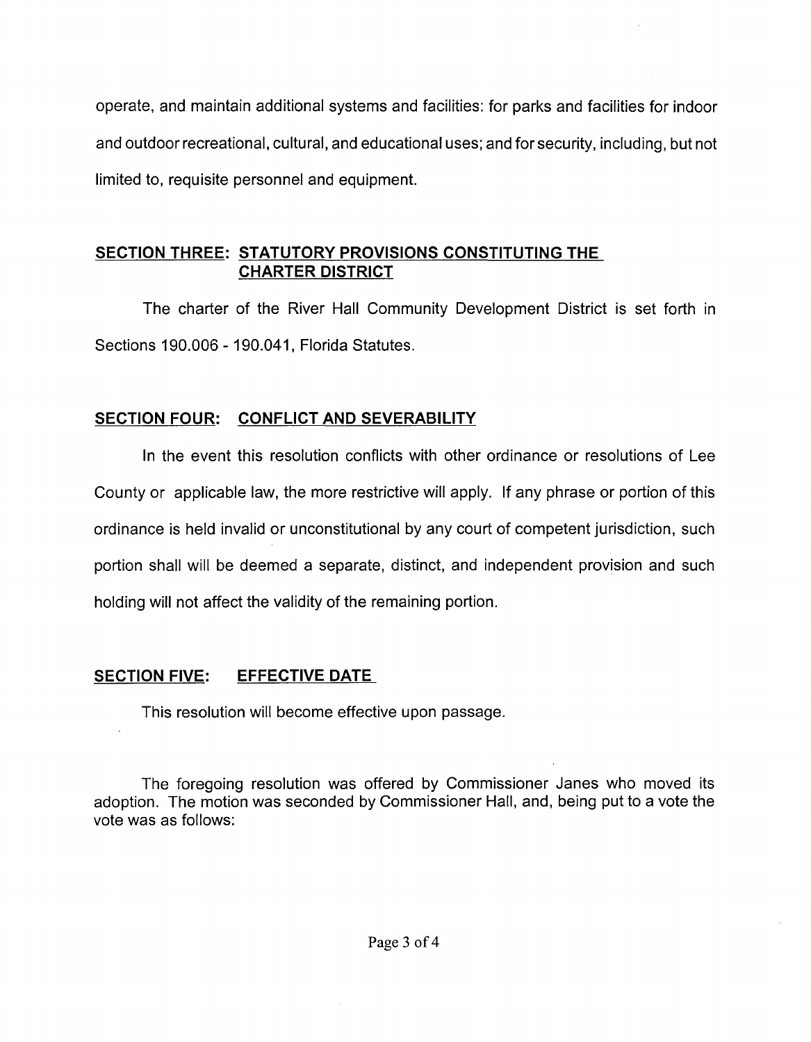operate, and maintain additional systems and facilities: for parks and facilities for indoor and outdoor recreational, cultural, and educational uses; and for security, including, but not limited to, requisite personnel and equipment.

## SECTION THREE: STATUTORY PROVISIONS CONSTITUTING THE CHARTER DISTRICT

The charter of the River Hall Community Development District is set forth in Sections 190.006 - 190.041, Florida Statutes.

## SECTION FOUR: CONFLICT AND SEVERABILITY

In the event this resolution conflicts with other ordinance or resolutions of Lee County or applicable law, the more restrictive will apply. If any phrase or portion of this ordinance is held invalid or unconstitutional by any court of competent jurisdiction, such portion shall will be deemed a separate, distinct, and independent provision and such holding will not affect the validity of the remaining portion.

## SECTION FIVE: EFFECTIVE DATE

This resolution will become effective upon passage.

The foregoing resolution was offered by Commissioner Janes who moved its adoption. The motion was seconded by Commissioner Hall, and, being put to a vote the vote was as follows: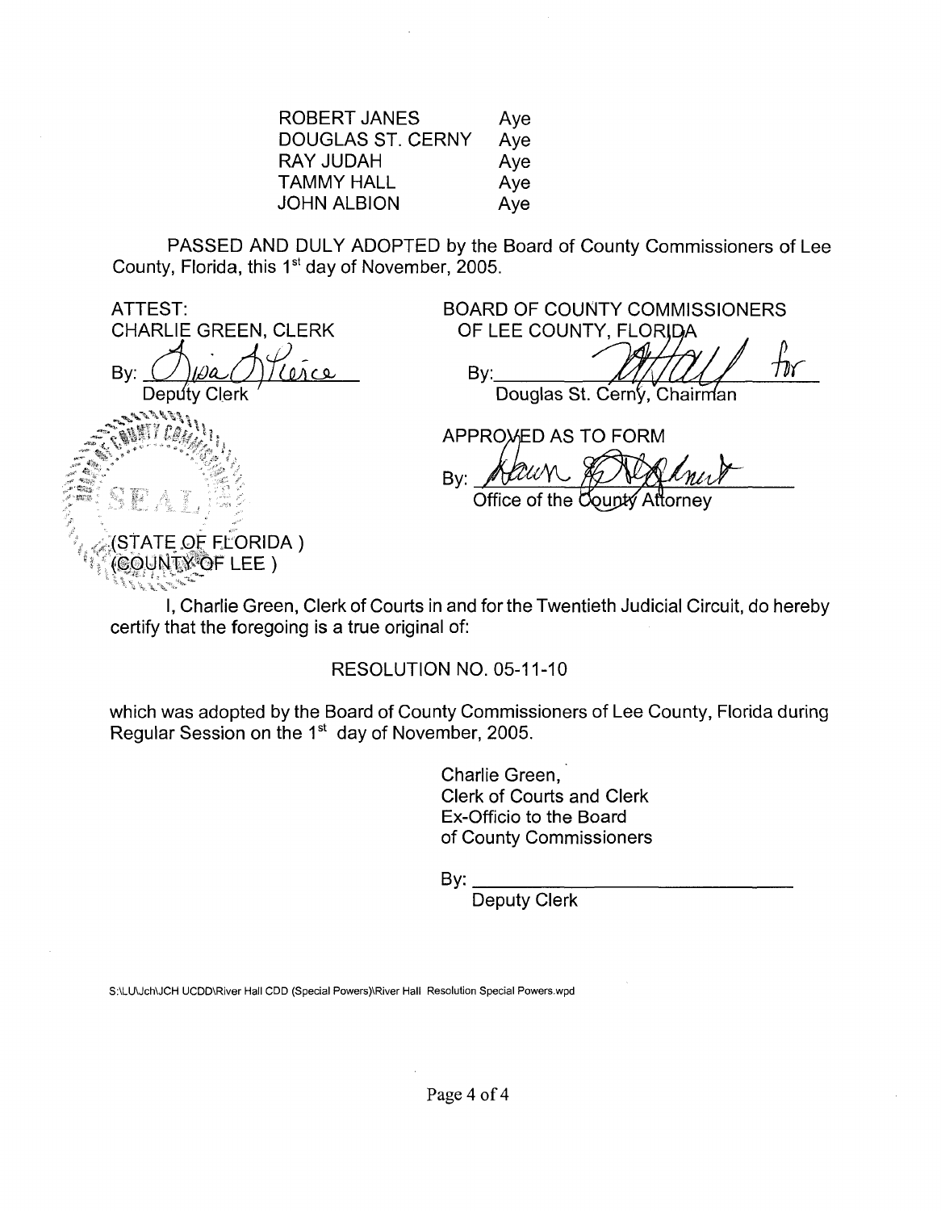| | |
|---|---|
| ROBERT JANES | Aye |
| DOUGLAS ST. CERNY | Aye |
| RAY JUDAH | Aye |
| TAMMY HALL | Aye |
| JOHN ALBION | Aye |

PASSED AND DULY ADOPTED by the Board of County Commissioners of Lee County, Florida, this 1st day of November, 2005.

ATTEST:
CHARLIE GREEN, CLERK

By: _______________
Deputy Clerk

BOARD OF COUNTY COMMISSIONERS
OF LEE COUNTY, FLORIDA

By: _______________ for
Douglas St. Cerny, Chairman

APPROVED AS TO FORM

By: _______________
Office of the County Attorney

SEAL

(STATE OF FLORIDA )
(COUNTY OF LEE )

I, Charlie Green, Clerk of Courts in and for the Twentieth Judicial Circuit, do hereby certify that the foregoing is a true original of:

RESOLUTION NO. 05-11-10

which was adopted by the Board of County Commissioners of Lee County, Florida during Regular Session on the 1st day of November, 2005.

Charlie Green,
Clerk of Courts and Clerk
Ex-Officio to the Board
of County Commissioners

By: _______________
Deputy Clerk

S:\LU\Jch\JCH UCDD\River Hall CDD (Special Powers)\River Hall Resolution Special Powers.wpd